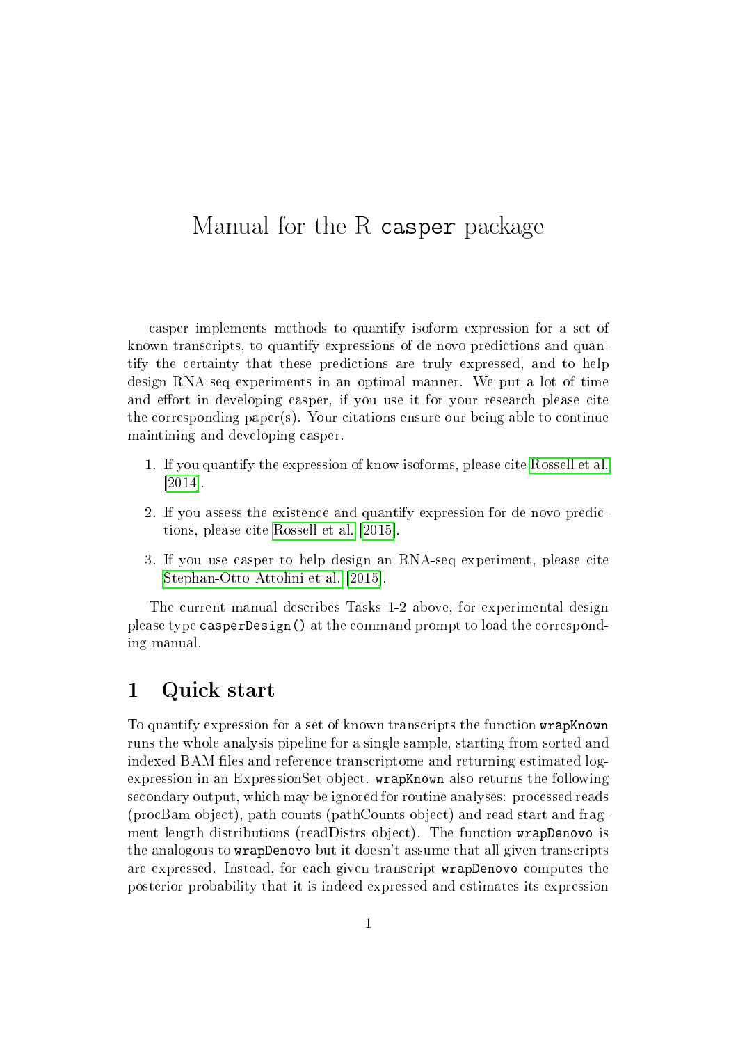# Manual for the R `casper` package

casper implements methods to quantify isoform expression for a set of known transcripts, to quantify expressions of de novo predictions and quantify the certainty that these predictions are truly expressed, and to help design RNA-seq experiments in an optimal manner. We put a lot of time and effort in developing casper, if you use it for your research please cite the corresponding paper(s). Your citations ensure our being able to continue maintining and developing casper.

1. If you quantify the expression of know isoforms, please cite Rossell et al. [2014].
2. If you assess the existence and quantify expression for de novo predictions, please cite Rossell et al. [2015].
3. If you use casper to help design an RNA-seq experiment, please cite Stephan-Otto Attolini et al. [2015].

The current manual describes Tasks 1-2 above, for experimental design please type `casperDesign()` at the command prompt to load the corresponding manual.

## 1 Quick start

To quantify expression for a set of known transcripts the function `wrapKnown` runs the whole analysis pipeline for a single sample, starting from sorted and indexed BAM files and reference transcriptome and returning estimated log-expression in an ExpressionSet object. `wrapKnown` also returns the following secondary output, which may be ignored for routine analyses: processed reads (procBam object), path counts (pathCounts object) and read start and fragment length distributions (readDistrs object). The function `wrapDenovo` is the analogous to `wrapDenovo` but it doesn't assume that all given transcripts are expressed. Instead, for each given transcript `wrapDenovo` computes the posterior probability that it is indeed expressed and estimates its expression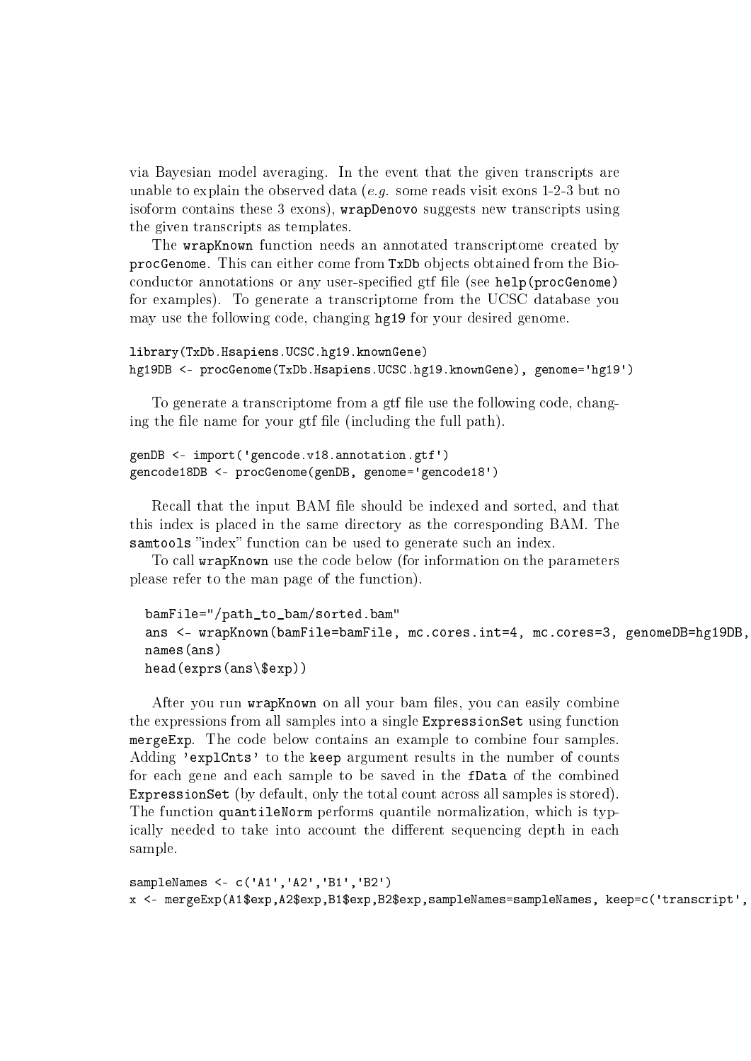via Bayesian model averaging. In the event that the given transcripts are unable to explain the observed data (*e.g.* some reads visit exons 1-2-3 but no isoform contains these 3 exons), wrapDenovo suggests new transcripts using the given transcripts as templates.

The wrapKnown function needs an annotated transcriptome created by procGenome. This can either come from TxDb objects obtained from the Bioconductor annotations or any user-specified gtf file (see help(procGenome) for examples). To generate a transcriptome from the UCSC database you may use the following code, changing hg19 for your desired genome.

```
library(TxDb.Hsapiens.UCSC.hg19.knownGene)
hg19DB <- procGenome(TxDb.Hsapiens.UCSC.hg19.knownGene), genome='hg19')
```

To generate a transcriptome from a gtf file use the following code, changing the file name for your gtf file (including the full path).

```
genDB <- import('gencode.v18.annotation.gtf')
gencode18DB <- procGenome(genDB, genome='gencode18')
```

Recall that the input BAM file should be indexed and sorted, and that this index is placed in the same directory as the corresponding BAM. The samtools "index" function can be used to generate such an index.

To call wrapKnown use the code below (for information on the parameters please refer to the man page of the function).

```
  bamFile="/path_to_bam/sorted.bam"
  ans <- wrapKnown(bamFile=bamFile, mc.cores.int=4, mc.cores=3, genomeDB=hg19DB,
  names(ans)
  head(exprs(ans\$exp))
```

After you run wrapKnown on all your bam files, you can easily combine the expressions from all samples into a single ExpressionSet using function mergeExp. The code below contains an example to combine four samples. Adding 'explCnts' to the keep argument results in the number of counts for each gene and each sample to be saved in the fData of the combined ExpressionSet (by default, only the total count across all samples is stored). The function quantileNorm performs quantile normalization, which is typically needed to take into account the different sequencing depth in each sample.

```
sampleNames <- c('A1','A2','B1','B2')
x <- mergeExp(A1$exp,A2$exp,B1$exp,B2$exp,sampleNames=sampleNames, keep=c('transcript',
```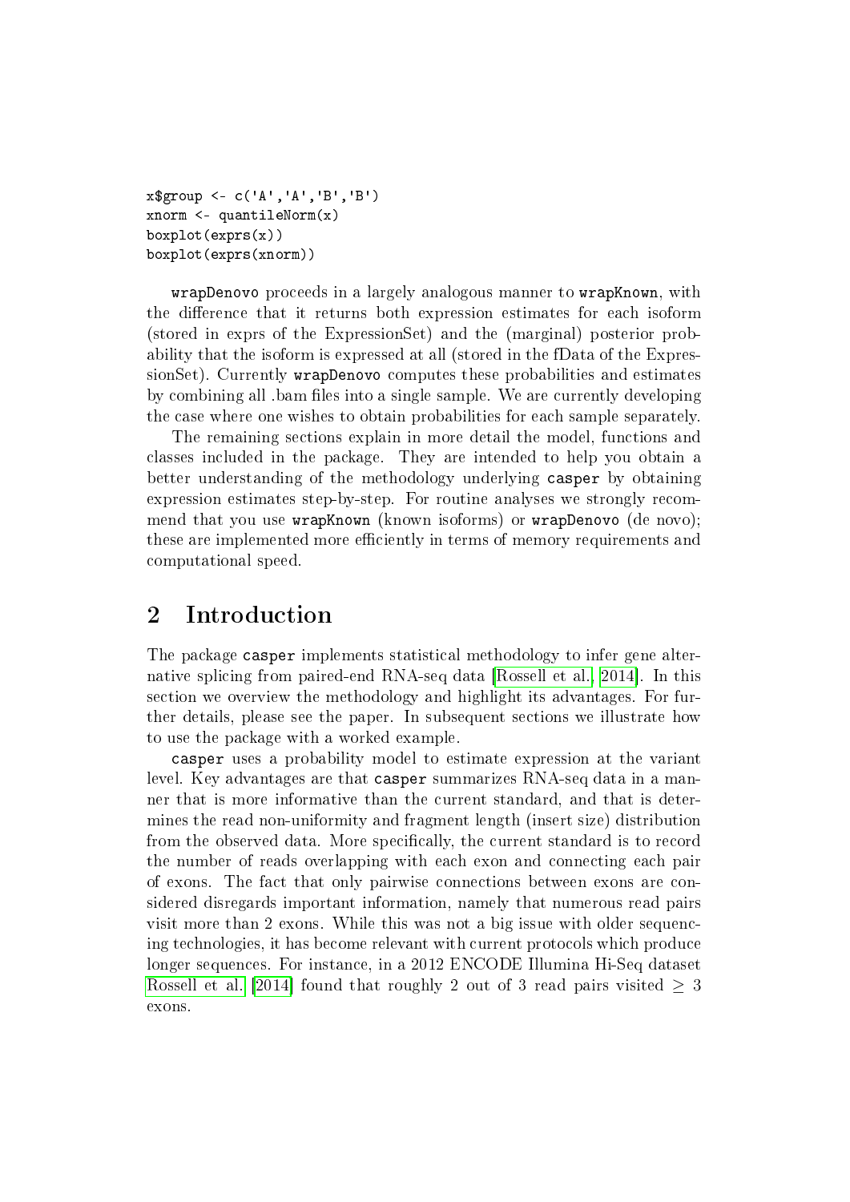```
x$group <- c('A','A','B','B')
xnorm <- quantileNorm(x)
boxplot(exprs(x))
boxplot(exprs(xnorm))
```

`wrapDenovo` proceeds in a largely analogous manner to `wrapKnown`, with the difference that it returns both expression estimates for each isoform (stored in exprs of the ExpressionSet) and the (marginal) posterior probability that the isoform is expressed at all (stored in the fData of the ExpressionSet). Currently `wrapDenovo` computes these probabilities and estimates by combining all .bam files into a single sample. We are currently developing the case where one wishes to obtain probabilities for each sample separately.

The remaining sections explain in more detail the model, functions and classes included in the package. They are intended to help you obtain a better understanding of the methodology underlying `casper` by obtaining expression estimates step-by-step. For routine analyses we strongly recommend that you use `wrapKnown` (known isoforms) or `wrapDenovo` (de novo); these are implemented more efficiently in terms of memory requirements and computational speed.

## 2 Introduction

The package `casper` implements statistical methodology to infer gene alternative splicing from paired-end RNA-seq data [Rossell et al., 2014]. In this section we overview the methodology and highlight its advantages. For further details, please see the paper. In subsequent sections we illustrate how to use the package with a worked example.

`casper` uses a probability model to estimate expression at the variant level. Key advantages are that `casper` summarizes RNA-seq data in a manner that is more informative than the current standard, and that is determines the read non-uniformity and fragment length (insert size) distribution from the observed data. More specifically, the current standard is to record the number of reads overlapping with each exon and connecting each pair of exons. The fact that only pairwise connections between exons are considered disregards important information, namely that numerous read pairs visit more than 2 exons. While this was not a big issue with older sequencing technologies, it has become relevant with current protocols which produce longer sequences. For instance, in a 2012 ENCODE Illumina Hi-Seq dataset Rossell et al. [2014] found that roughly 2 out of 3 read pairs visited $\geq 3$ exons.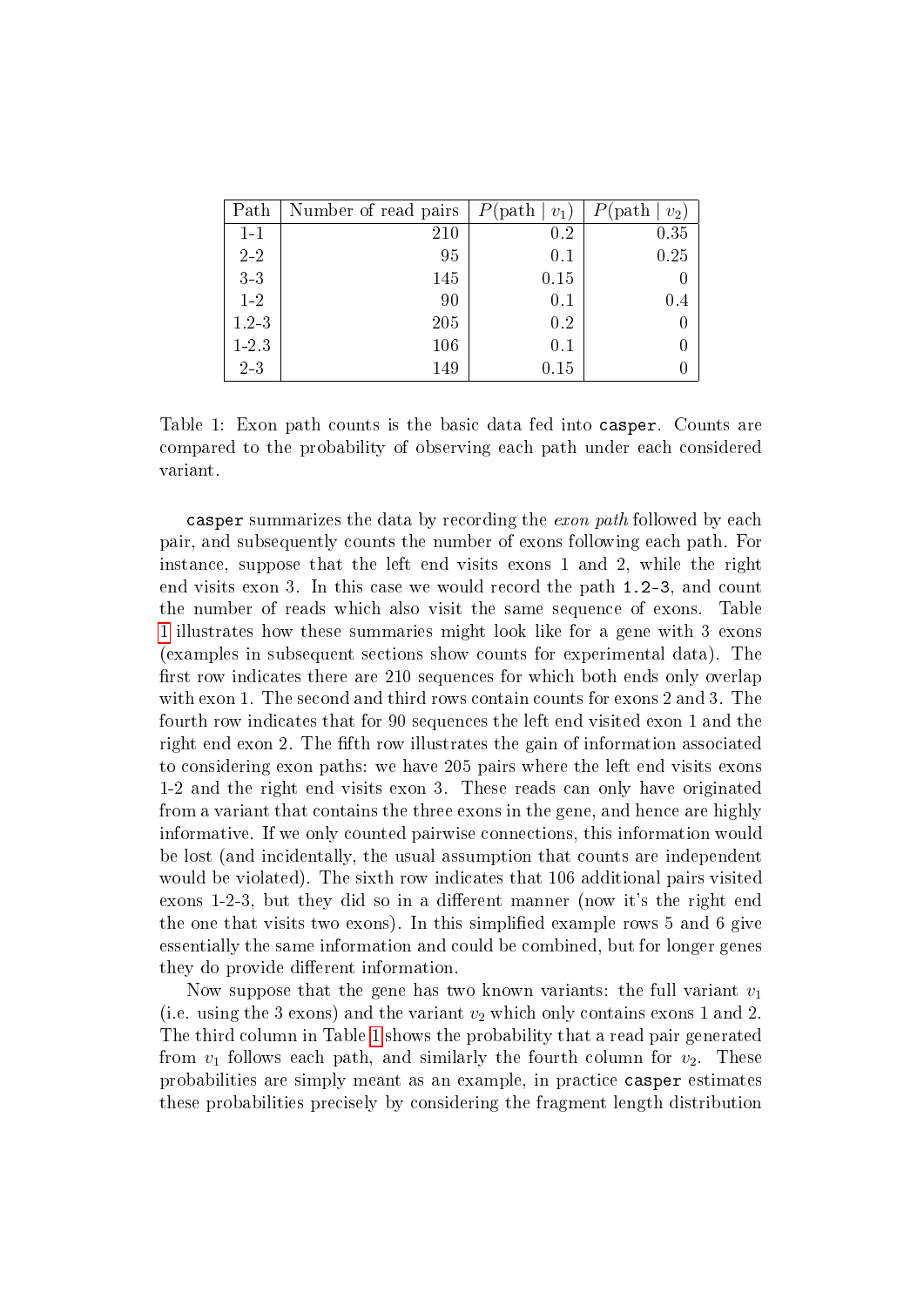| Path | Number of read pairs | $P(\text{path} \mid v_1)$ | $P(\text{path} \mid v_2)$ |
|---|---|---|---|
| 1-1 | 210 | 0.2 | 0.35 |
| 2-2 | 95 | 0.1 | 0.25 |
| 3-3 | 145 | 0.15 | 0 |
| 1-2 | 90 | 0.1 | 0.4 |
| 1.2-3 | 205 | 0.2 | 0 |
| 1-2.3 | 106 | 0.1 | 0 |
| 2-3 | 149 | 0.15 | 0 |

Table 1: Exon path counts is the basic data fed into `casper`. Counts are compared to the probability of observing each path under each considered variant.

`casper` summarizes the data by recording the *exon path* followed by each pair, and subsequently counts the number of exons following each path. For instance, suppose that the left end visits exons 1 and 2, while the right end visits exon 3. In this case we would record the path `1.2-3`, and count the number of reads which also visit the same sequence of exons. Table 1 illustrates how these summaries might look like for a gene with 3 exons (examples in subsequent sections show counts for experimental data). The first row indicates there are 210 sequences for which both ends only overlap with exon 1. The second and third rows contain counts for exons 2 and 3. The fourth row indicates that for 90 sequences the left end visited exon 1 and the right end exon 2. The fifth row illustrates the gain of information associated to considering exon paths: we have 205 pairs where the left end visits exons 1-2 and the right end visits exon 3. These reads can only have originated from a variant that contains the three exons in the gene, and hence are highly informative. If we only counted pairwise connections, this information would be lost (and incidentally, the usual assumption that counts are independent would be violated). The sixth row indicates that 106 additional pairs visited exons 1-2-3, but they did so in a different manner (now it's the right end the one that visits two exons). In this simplified example rows 5 and 6 give essentially the same information and could be combined, but for longer genes they do provide different information.

Now suppose that the gene has two known variants: the full variant $v_1$ (i.e. using the 3 exons) and the variant $v_2$ which only contains exons 1 and 2. The third column in Table 1 shows the probability that a read pair generated from $v_1$ follows each path, and similarly the fourth column for $v_2$. These probabilities are simply meant as an example, in practice `casper` estimates these probabilities precisely by considering the fragment length distribution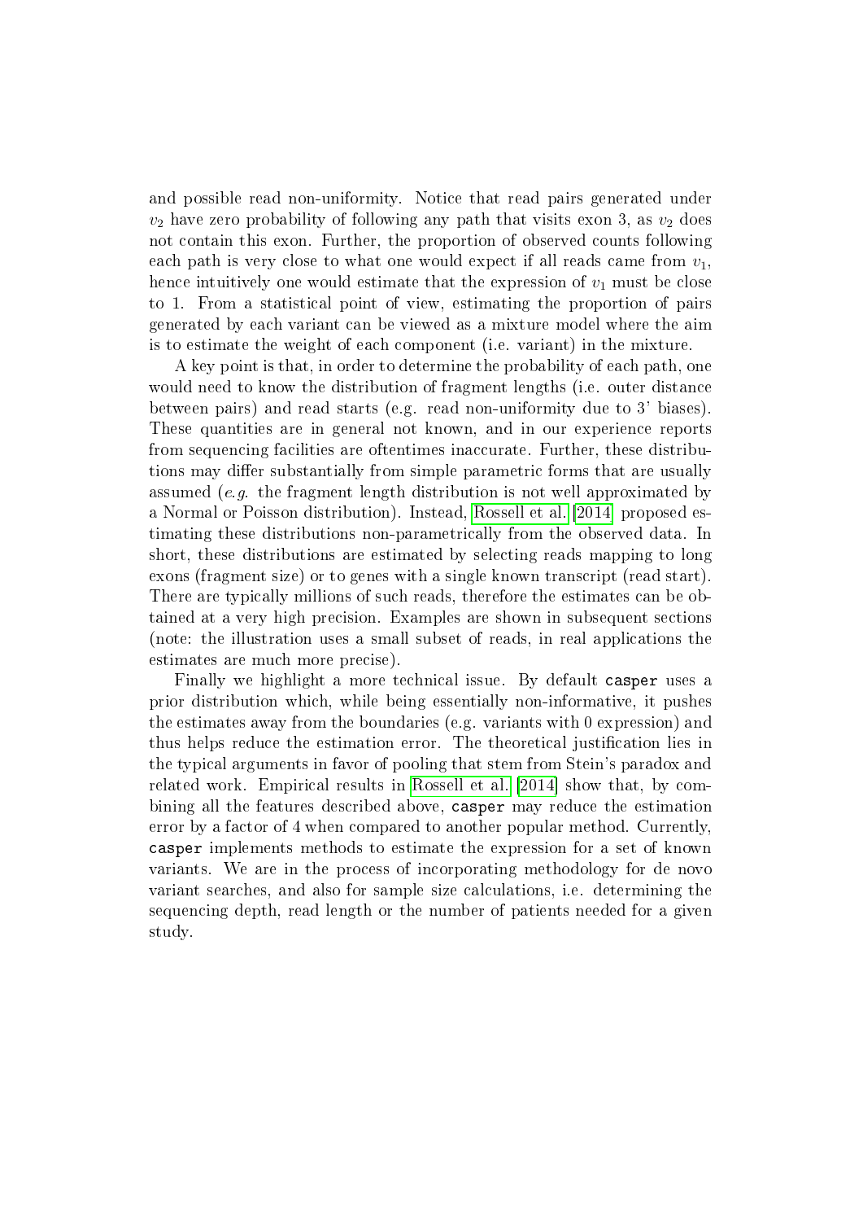and possible read non-uniformity. Notice that read pairs generated under $v_2$ have zero probability of following any path that visits exon 3, as $v_2$ does not contain this exon. Further, the proportion of observed counts following each path is very close to what one would expect if all reads came from $v_1$, hence intuitively one would estimate that the expression of $v_1$ must be close to 1. From a statistical point of view, estimating the proportion of pairs generated by each variant can be viewed as a mixture model where the aim is to estimate the weight of each component (i.e. variant) in the mixture.

A key point is that, in order to determine the probability of each path, one would need to know the distribution of fragment lengths (i.e. outer distance between pairs) and read starts (e.g. read non-uniformity due to 3' biases). These quantities are in general not known, and in our experience reports from sequencing facilities are oftentimes inaccurate. Further, these distributions may differ substantially from simple parametric forms that are usually assumed (*e.g.* the fragment length distribution is not well approximated by a Normal or Poisson distribution). Instead, Rossell et al. [2014] proposed estimating these distributions non-parametrically from the observed data. In short, these distributions are estimated by selecting reads mapping to long exons (fragment size) or to genes with a single known transcript (read start). There are typically millions of such reads, therefore the estimates can be obtained at a very high precision. Examples are shown in subsequent sections (note: the illustration uses a small subset of reads, in real applications the estimates are much more precise).

Finally we highlight a more technical issue. By default `casper` uses a prior distribution which, while being essentially non-informative, it pushes the estimates away from the boundaries (e.g. variants with 0 expression) and thus helps reduce the estimation error. The theoretical justification lies in the typical arguments in favor of pooling that stem from Stein's paradox and related work. Empirical results in Rossell et al. [2014] show that, by combining all the features described above, `casper` may reduce the estimation error by a factor of 4 when compared to another popular method. Currently, `casper` implements methods to estimate the expression for a set of known variants. We are in the process of incorporating methodology for de novo variant searches, and also for sample size calculations, i.e. determining the sequencing depth, read length or the number of patients needed for a given study.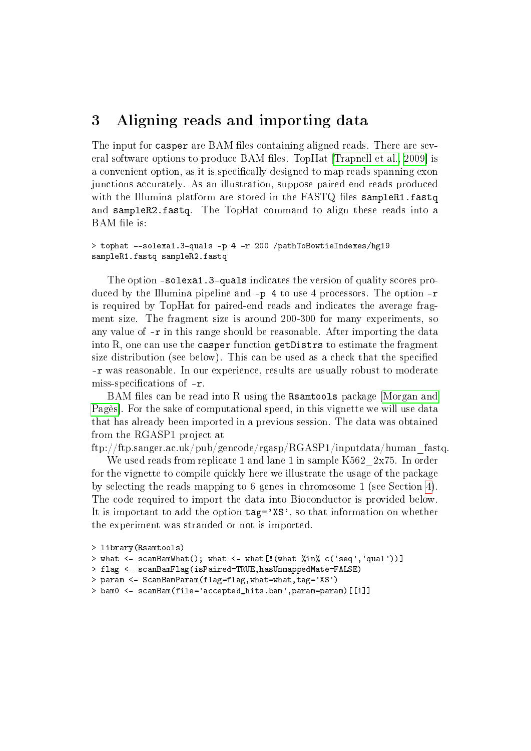## 3 Aligning reads and importing data

The input for casper are BAM files containing aligned reads. There are several software options to produce BAM files. TopHat [Trapnell et al., 2009] is a convenient option, as it is specifically designed to map reads spanning exon junctions accurately. As an illustration, suppose paired end reads produced with the Illumina platform are stored in the FASTQ files sampleR1.fastq and sampleR2.fastq. The TopHat command to align these reads into a BAM file is:

```
> tophat --solexa1.3-quals -p 4 -r 200 /pathToBowtieIndexes/hg19
sampleR1.fastq sampleR2.fastq
```

The option -solexa1.3-quals indicates the version of quality scores produced by the Illumina pipeline and -p 4 to use 4 processors. The option -r is required by TopHat for paired-end reads and indicates the average fragment size. The fragment size is around 200-300 for many experiments, so any value of -r in this range should be reasonable. After importing the data into R, one can use the casper function getDistrs to estimate the fragment size distribution (see below). This can be used as a check that the specified -r was reasonable. In our experience, results are usually robust to moderate miss-specifications of -r.

BAM files can be read into R using the Rsamtools package [Morgan and Pagès]. For the sake of computational speed, in this vignette we will use data that has already been imported in a previous session. The data was obtained from the RGASP1 project at
ftp://ftp.sanger.ac.uk/pub/gencode/rgasp/RGASP1/inputdata/human_fastq.

We used reads from replicate 1 and lane 1 in sample K562_2x75. In order for the vignette to compile quickly here we illustrate the usage of the package by selecting the reads mapping to 6 genes in chromosome 1 (see Section 4). The code required to import the data into Bioconductor is provided below. It is important to add the option tag='XS', so that information on whether the experiment was stranded or not is imported.

```
> library(Rsamtools)
> what <- scanBamWhat(); what <- what[!(what %in% c('seq','qual'))]
> flag <- scanBamFlag(isPaired=TRUE,hasUnmappedMate=FALSE)
> param <- ScanBamParam(flag=flag,what=what,tag='XS')
> bam0 <- scanBam(file='accepted_hits.bam',param=param)[[1]]
```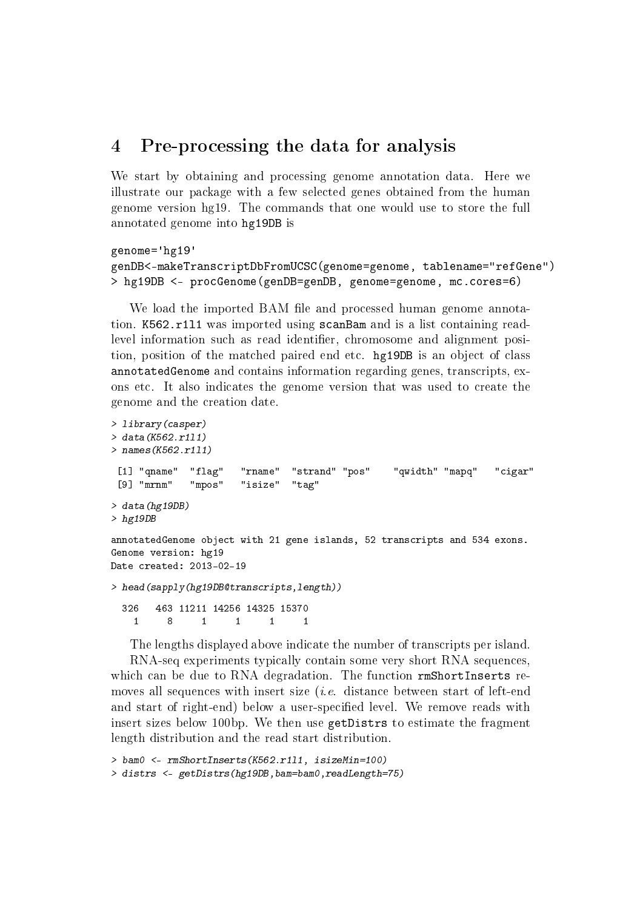# 4 Pre-processing the data for analysis

We start by obtaining and processing genome annotation data. Here we illustrate our package with a few selected genes obtained from the human genome version hg19. The commands that one would use to store the full annotated genome into hg19DB is

```
genome='hg19'
genDB<-makeTranscriptDbFromUCSC(genome=genome, tablename="refGene")
> hg19DB <- procGenome(genDB=genDB, genome=genome, mc.cores=6)
```

We load the imported BAM file and processed human genome annotation. K562.r1l1 was imported using scanBam and is a list containing read-level information such as read identifier, chromosome and alignment position, position of the matched paired end etc. hg19DB is an object of class annotatedGenome and contains information regarding genes, transcripts, exons etc. It also indicates the genome version that was used to create the genome and the creation date.

```
> library(casper)
> data(K562.r1l1)
> names(K562.r1l1)

 [1] "qname"  "flag"   "rname"  "strand" "pos"    "qwidth" "mapq"   "cigar"
 [9] "mrnm"   "mpos"   "isize"  "tag"

> data(hg19DB)
> hg19DB

annotatedGenome object with 21 gene islands, 52 transcripts and 534 exons.
Genome version: hg19
Date created: 2013-02-19

> head(sapply(hg19DB@transcripts,length))

  326   463 11211 14256 14325 15370
    1     8     1     1     1     1
```

The lengths displayed above indicate the number of transcripts per island.

RNA-seq experiments typically contain some very short RNA sequences, which can be due to RNA degradation. The function rmShortInserts removes all sequences with insert size (*i.e.* distance between start of left-end and start of right-end) below a user-specified level. We remove reads with insert sizes below 100bp. We then use getDistrs to estimate the fragment length distribution and the read start distribution.

```
> bam0 <- rmShortInserts(K562.r1l1, isizeMin=100)
> distrs <- getDistrs(hg19DB,bam=bam0,readLength=75)
```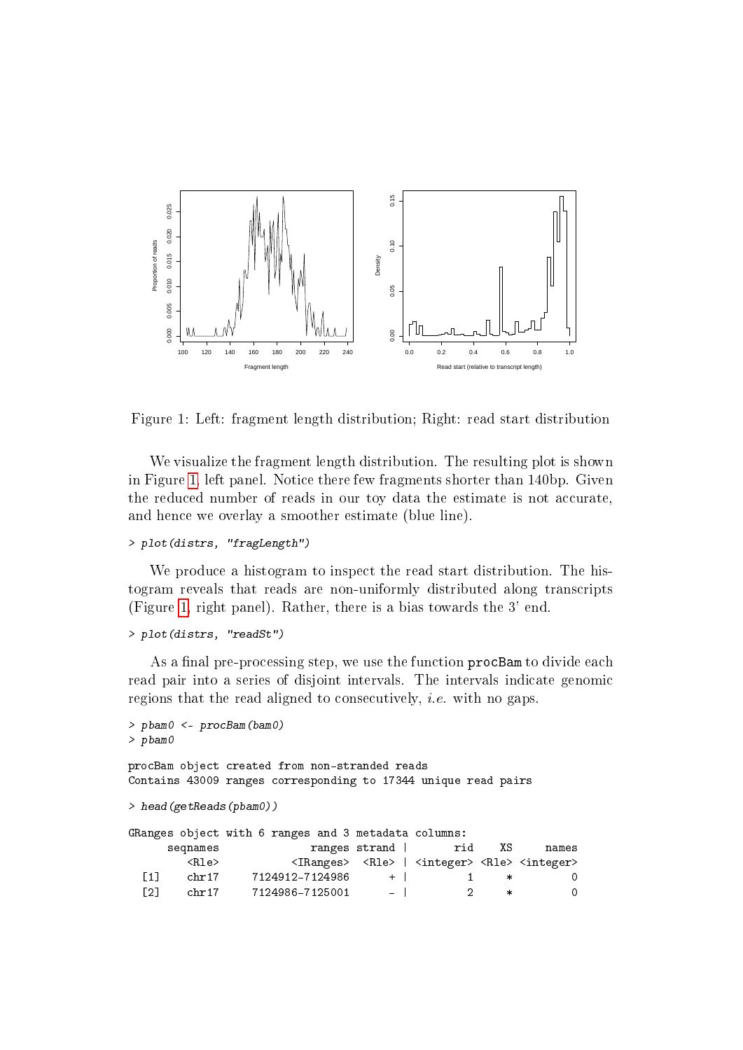Proportion of reads
0.000
0.005
0.010
0.015
0.020
0.025
100
120
140
160
180
200
220
240
Fragment length

Density
0.00
0.05
0.10
0.15
0.0
0.2
0.4
0.6
0.8
1.0
Read start (relative to transcript length)

Figure 1: Left: fragment length distribution; Right: read start distribution

We visualize the fragment length distribution. The resulting plot is shown in Figure 1, left panel. Notice there few fragments shorter than 140bp. Given the reduced number of reads in our toy data the estimate is not accurate, and hence we overlay a smoother estimate (blue line).

```
> plot(distrs, "fragLength")
```

We produce a histogram to inspect the read start distribution. The histogram reveals that reads are non-uniformly distributed along transcripts (Figure 1, right panel). Rather, there is a bias towards the 3' end.

```
> plot(distrs, "readSt")
```

As a final pre-processing step, we use the function procBam to divide each read pair into a series of disjoint intervals. The intervals indicate genomic regions that the read aligned to consecutively, *i.e.* with no gaps.

```
> pbam0 <- procBam(bam0)
> pbam0

procBam object created from non-stranded reads
Contains 43009 ranges corresponding to 17344 unique read pairs

> head(getReads(pbam0))

GRanges object with 6 ranges and 3 metadata columns:
      seqnames            ranges strand |       rid    XS     names
         <Rle>         <IRanges>  <Rle> | <integer> <Rle> <integer>
  [1]    chr17   7124912-7124986      + |         1     *         0
  [2]    chr17   7124986-7125001      - |         2     *         0
```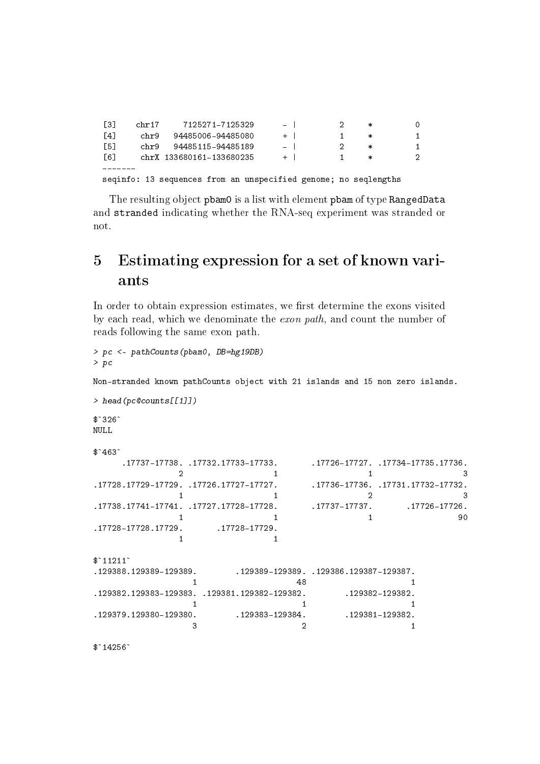```
  [3]    chr17     7125271-7125329      - |         2     *         0
  [4]     chr9   94485006-94485080      + |         1     *         1
  [5]     chr9   94485115-94485189      - |         2     *         1
  [6]     chrX 133680161-133680235      + |         1     *         2
  -------
  seqinfo: 13 sequences from an unspecified genome; no seqlengths
```

The resulting object pbam0 is a list with element pbam of type RangedData and stranded indicating whether the RNA-seq experiment was stranded or not.

# 5 Estimating expression for a set of known variants

In order to obtain expression estimates, we first determine the exons visited by each read, which we denominate the *exon path*, and count the number of reads following the same exon path.

```
> pc <- pathCounts(pbam0, DB=hg19DB)
> pc

Non-stranded known pathCounts object with 21 islands and 15 non zero islands.

> head(pc@counts[[1]])

$`326`
NULL

$`463`
      .17737-17738. .17732.17733-17733.       .17726-17727. .17734-17735.17736.
                  2                   1                   1                   3
.17728.17729-17729. .17726.17727-17727.       .17736-17736. .17731.17732-17732.
                  1                   1                   2                   3
.17738.17741-17741. .17727.17728-17728.       .17737-17737.       .17726-17726.
                  1                   1                   1                  90
.17728-17728.17729.       .17728-17729.
                  1                   1

$`11211`
.129388.129389-129389.        .129389-129389. .129386.129387-129387.
                     1                     48                      1
.129382.129383-129383. .129381.129382-129382.        .129382-129382.
                     1                      1                      1
.129379.129380-129380.        .129383-129384.        .129381-129382.
                     3                      2                      1

$`14256`
```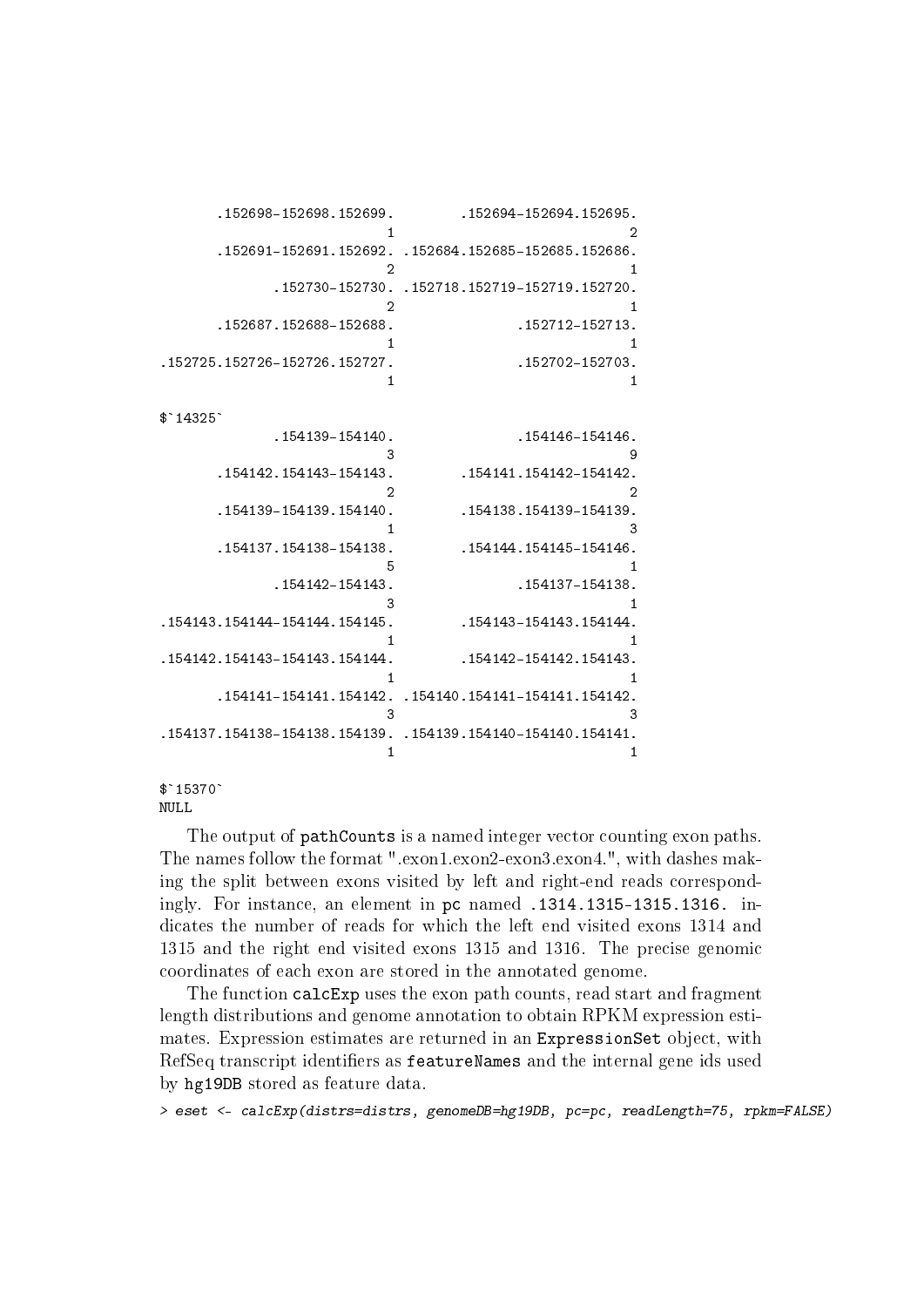```
      .152698-152698.152699.        .152694-152694.152695.
                           1                             2
      .152691-152691.152692. .152684.152685-152685.152686.
                           2                             1
             .152730-152730. .152718.152719-152719.152720.
                           2                             1
      .152687.152688-152688.               .152712-152713.
                           1                             1
.152725.152726-152726.152727.              .152702-152703.
                           1                             1

$`14325`
             .154139-154140.               .154146-154146.
                           3                             9
      .154142.154143-154143.        .154141.154142-154142.
                           2                             2
      .154139-154139.154140.        .154138.154139-154139.
                           1                             3
      .154137.154138-154138.        .154144.154145-154146.
                           5                             1
             .154142-154143.               .154137-154138.
                           3                             1
.154143.154144-154144.154145.        .154143-154143.154144.
                           1                             1
.154142.154143-154143.154144.        .154142-154142.154143.
                           1                             1
      .154141-154141.154142. .154140.154141-154141.154142.
                           3                             3
.154137.154138-154138.154139. .154139.154140-154140.154141.
                           1                             1

$`15370`
NULL
```

The output of `pathCounts` is a named integer vector counting exon paths. The names follow the format ".exon1.exon2-exon3.exon4.", with dashes making the split between exons visited by left and right-end reads correspondingly. For instance, an element in `pc` named `.1314.1315-1315.1316.` indicates the number of reads for which the left end visited exons 1314 and 1315 and the right end visited exons 1315 and 1316. The precise genomic coordinates of each exon are stored in the annotated genome.

The function `calcExp` uses the exon path counts, read start and fragment length distributions and genome annotation to obtain RPKM expression estimates. Expression estimates are returned in an `ExpressionSet` object, with RefSeq transcript identifiers as `featureNames` and the internal gene ids used by `hg19DB` stored as feature data.

```
> eset <- calcExp(distrs=distrs, genomeDB=hg19DB, pc=pc, readLength=75, rpkm=FALSE)
```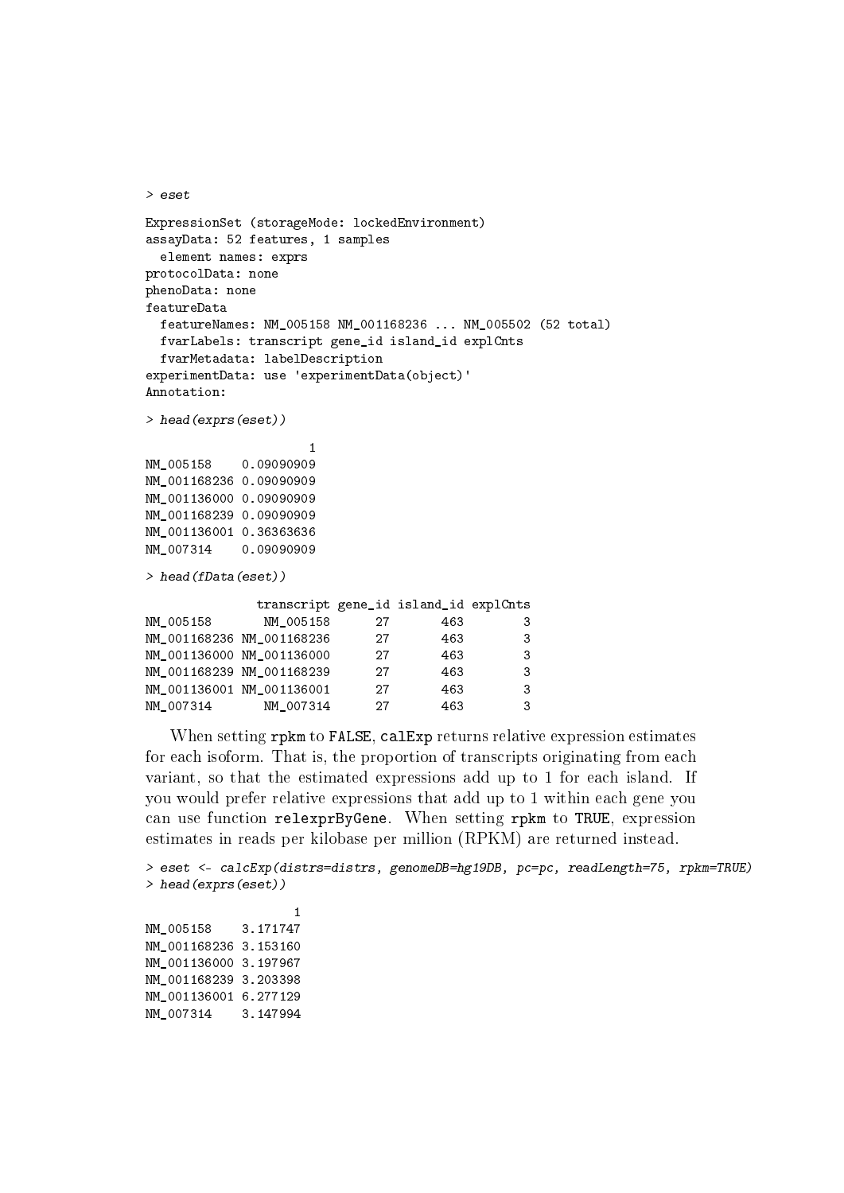```
> eset

ExpressionSet (storageMode: lockedEnvironment)
assayData: 52 features, 1 samples
  element names: exprs
protocolData: none
phenoData: none
featureData
  featureNames: NM_005158 NM_001168236 ... NM_005502 (52 total)
  fvarLabels: transcript gene_id island_id explCnts
  fvarMetadata: labelDescription
experimentData: use 'experimentData(object)'
Annotation:
```

```
> head(exprs(eset))

                      1
NM_005158    0.09090909
NM_001168236 0.09090909
NM_001136000 0.09090909
NM_001168239 0.09090909
NM_001136001 0.36363636
NM_007314    0.09090909
```

```
> head(fData(eset))

               transcript gene_id island_id explCnts
NM_005158       NM_005158      27       463        3
NM_001168236 NM_001168236      27       463        3
NM_001136000 NM_001136000      27       463        3
NM_001168239 NM_001168239      27       463        3
NM_001136001 NM_001136001      27       463        3
NM_007314       NM_007314      27       463        3
```

When setting `rpkm` to `FALSE`, `calExp` returns relative expression estimates for each isoform. That is, the proportion of transcripts originating from each variant, so that the estimated expressions add up to 1 for each island. If you would prefer relative expressions that add up to 1 within each gene you can use function `relexprByGene`. When setting `rpkm` to `TRUE`, expression estimates in reads per kilobase per million (RPKM) are returned instead.

```
> eset <- calcExp(distrs=distrs, genomeDB=hg19DB, pc=pc, readLength=75, rpkm=TRUE)
> head(exprs(eset))

                    1
NM_005158    3.171747
NM_001168236 3.153160
NM_001136000 3.197967
NM_001168239 3.203398
NM_001136001 6.277129
NM_007314    3.147994
```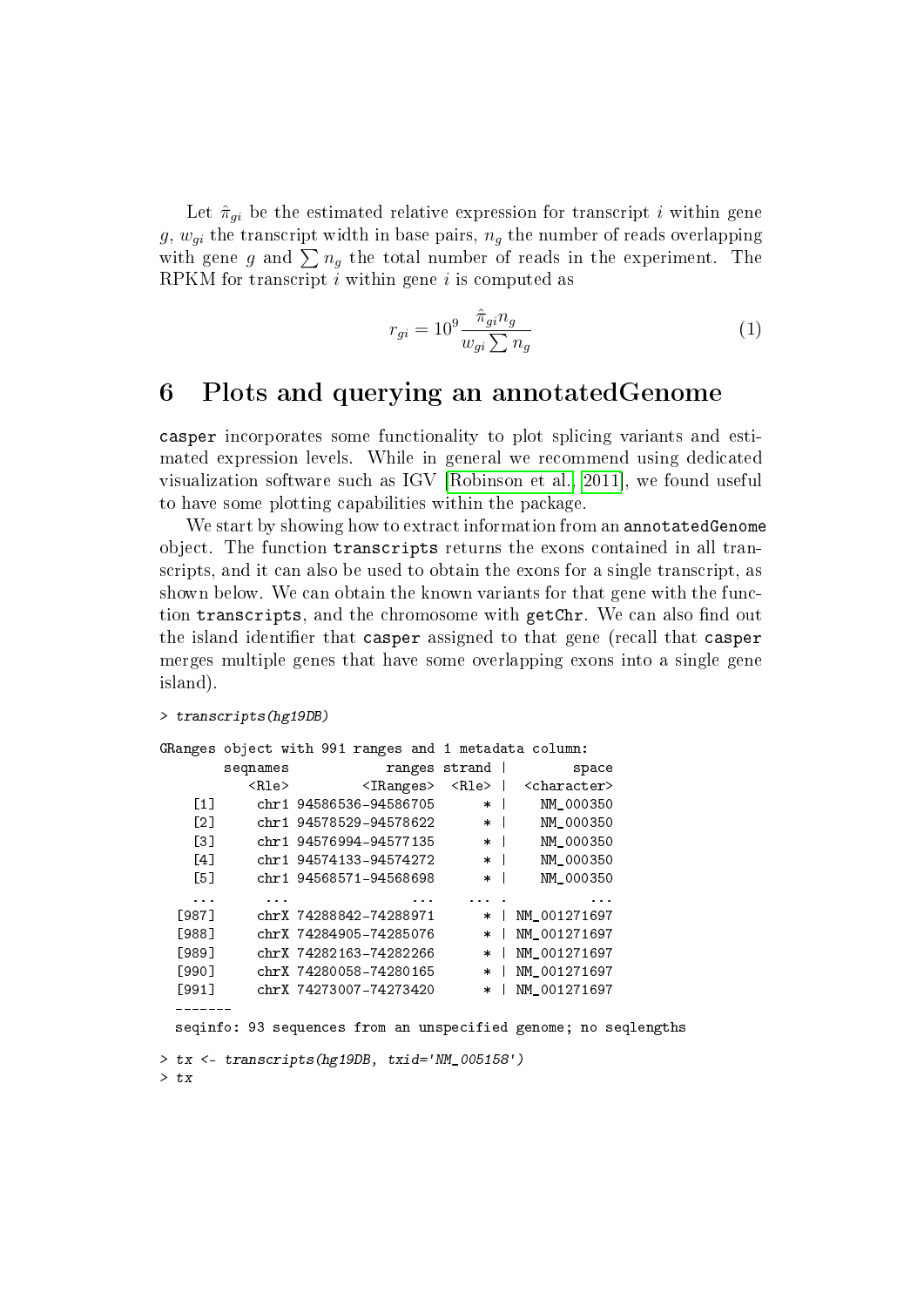Let $\hat{\pi}_{gi}$ be the estimated relative expression for transcript $i$ within gene $g$, $w_{gi}$ the transcript width in base pairs, $n_g$ the number of reads overlapping with gene $g$ and $\sum n_g$ the total number of reads in the experiment. The RPKM for transcript $i$ within gene $i$ is computed as

$$r_{gi} = 10^9 \frac{\hat{\pi}_{gi} n_g}{w_{gi} \sum n_g} \tag{1}$$

# 6 Plots and querying an annotatedGenome

casper incorporates some functionality to plot splicing variants and estimated expression levels. While in general we recommend using dedicated visualization software such as IGV [Robinson et al., 2011], we found useful to have some plotting capabilities within the package.

We start by showing how to extract information from an annotatedGenome object. The function transcripts returns the exons contained in all transcripts, and it can also be used to obtain the exons for a single transcript, as shown below. We can obtain the known variants for that gene with the function transcripts, and the chromosome with getChr. We can also find out the island identifier that casper assigned to that gene (recall that casper merges multiple genes that have some overlapping exons into a single gene island).

```
> transcripts(hg19DB)

GRanges object with 991 ranges and 1 metadata column:
        seqnames            ranges strand |        space
           <Rle>         <IRanges>  <Rle> |  <character>
    [1]     chr1 94586536-94586705      * |    NM_000350
    [2]     chr1 94578529-94578622      * |    NM_000350
    [3]     chr1 94576994-94577135      * |    NM_000350
    [4]     chr1 94574133-94574272      * |    NM_000350
    [5]     chr1 94568571-94568698      * |    NM_000350
    ...      ...               ...    ... .          ...
  [987]     chrX 74288842-74288971      * | NM_001271697
  [988]     chrX 74284905-74285076      * | NM_001271697
  [989]     chrX 74282163-74282266      * | NM_001271697
  [990]     chrX 74280058-74280165      * | NM_001271697
  [991]     chrX 74273007-74273420      * | NM_001271697
  -------
  seqinfo: 93 sequences from an unspecified genome; no seqlengths

> tx <- transcripts(hg19DB, txid='NM_005158')
> tx
```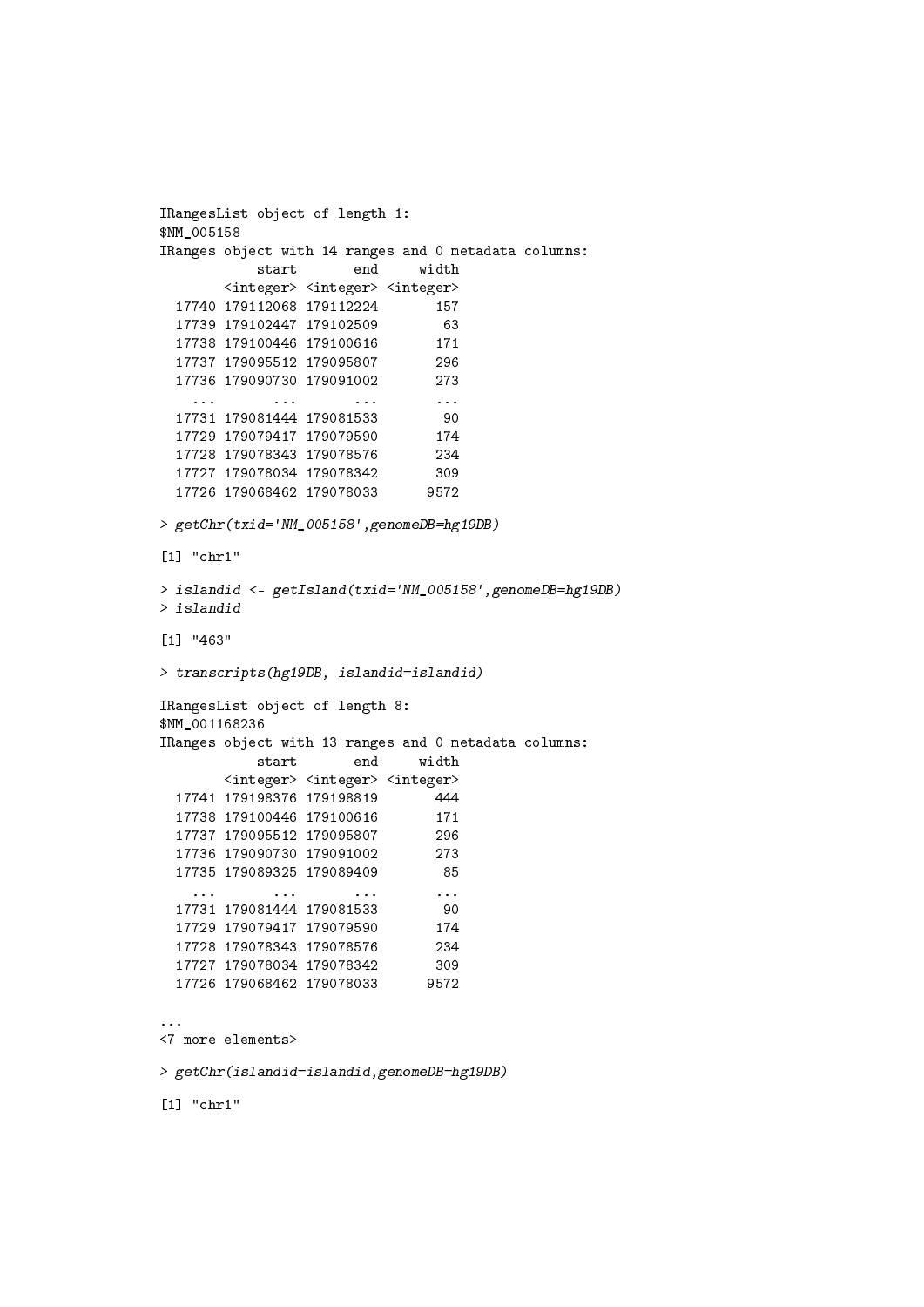```
IRangesList object of length 1:
$NM_005158
IRanges object with 14 ranges and 0 metadata columns:
            start       end     width
        <integer> <integer> <integer>
  17740 179112068 179112224       157
  17739 179102447 179102509        63
  17738 179100446 179100616       171
  17737 179095512 179095807       296
  17736 179090730 179091002       273
    ...       ...       ...       ...
  17731 179081444 179081533        90
  17729 179079417 179079590       174
  17728 179078343 179078576       234
  17727 179078034 179078342       309
  17726 179068462 179078033      9572
```

```
> getChr(txid='NM_005158',genomeDB=hg19DB)
```

```
[1] "chr1"
```

```
> islandid <- getIsland(txid='NM_005158',genomeDB=hg19DB)
> islandid
```

```
[1] "463"
```

```
> transcripts(hg19DB, islandid=islandid)
```

```
IRangesList object of length 8:
$NM_001168236
IRanges object with 13 ranges and 0 metadata columns:
            start       end     width
        <integer> <integer> <integer>
  17741 179198376 179198819       444
  17738 179100446 179100616       171
  17737 179095512 179095807       296
  17736 179090730 179091002       273
  17735 179089325 179089409        85
    ...       ...       ...       ...
  17731 179081444 179081533        90
  17729 179079417 179079590       174
  17728 179078343 179078576       234
  17727 179078034 179078342       309
  17726 179068462 179078033      9572

...
<7 more elements>
```

```
> getChr(islandid=islandid,genomeDB=hg19DB)
```

```
[1] "chr1"
```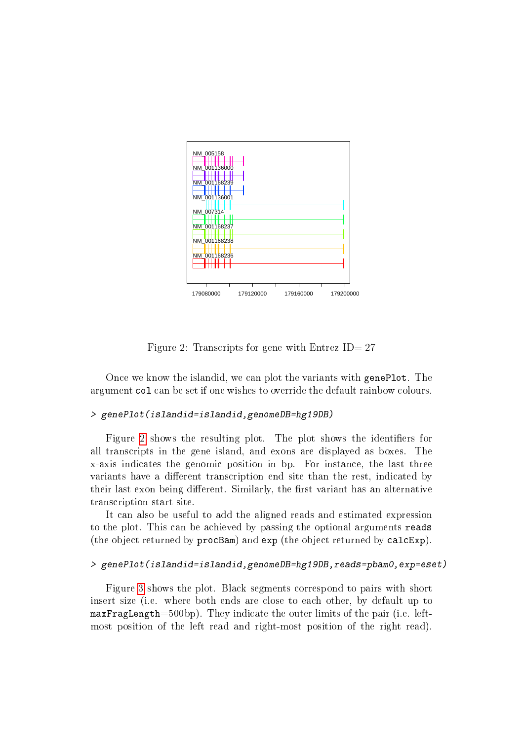NM_005158
NM_001136000
NM_001168239
NM_001136001
NM_007314
NM_001168237
NM_001168238
NM_001168236

179080000
179120000
179160000
179200000

Figure 2: Transcripts for gene with Entrez ID= 27

Once we know the islandid, we can plot the variants with genePlot. The argument col can be set if one wishes to override the default rainbow colours.

```
> genePlot(islandid=islandid,genomeDB=hg19DB)
```

Figure 2 shows the resulting plot. The plot shows the identifiers for all transcripts in the gene island, and exons are displayed as boxes. The x-axis indicates the genomic position in bp. For instance, the last three variants have a different transcription end site than the rest, indicated by their last exon being different. Similarly, the first variant has an alternative transcription start site.

It can also be useful to add the aligned reads and estimated expression to the plot. This can be achieved by passing the optional arguments reads (the object returned by procBam) and exp (the object returned by calcExp).

```
> genePlot(islandid=islandid,genomeDB=hg19DB,reads=pbam0,exp=eset)
```

Figure 3 shows the plot. Black segments correspond to pairs with short insert size (i.e. where both ends are close to each other, by default up to maxFragLength=500bp). They indicate the outer limits of the pair (i.e. left-most position of the left read and right-most position of the right read).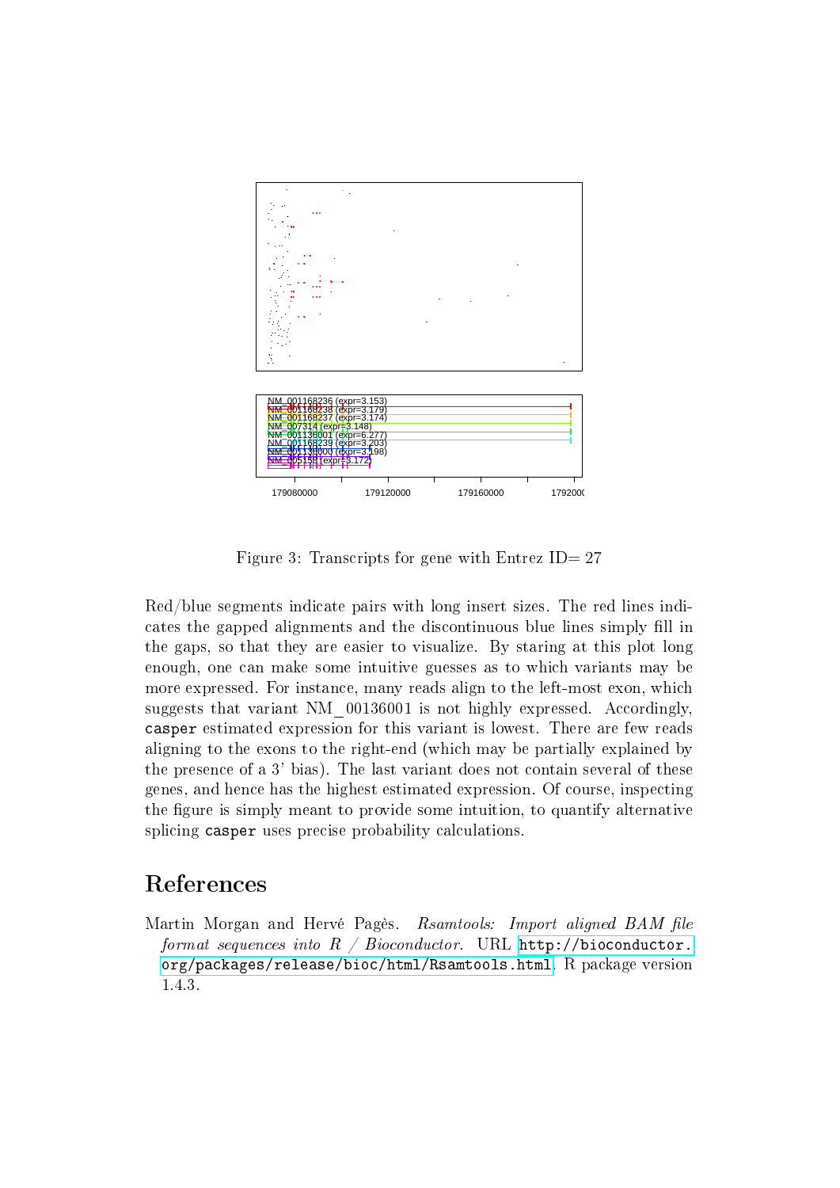NM_001168236 (expr=3.153)
NM_001168238 (expr=3.179)
NM_001168237 (expr=3.174)
NM_007314 (expr=3.148)
NM_001136001 (expr=6.277)
NM_001168239 (expr=3.203)
NM_001136000 (expr=3.198)
NM_005158 (expr=3.172)

179080000 179120000 179160000 179200000

Figure 3: Transcripts for gene with Entrez ID= 27

Red/blue segments indicate pairs with long insert sizes. The red lines indicates the gapped alignments and the discontinuous blue lines simply fill in the gaps, so that they are easier to visualize. By staring at this plot long enough, one can make some intuitive guesses as to which variants may be more expressed. For instance, many reads align to the left-most exon, which suggests that variant NM_00136001 is not highly expressed. Accordingly, `casper` estimated expression for this variant is lowest. There are few reads aligning to the exons to the right-end (which may be partially explained by the presence of a 3' bias). The last variant does not contain several of these genes, and hence has the highest estimated expression. Of course, inspecting the figure is simply meant to provide some intuition, to quantify alternative splicing `casper` uses precise probability calculations.

# References

Martin Morgan and Hervé Pagès. *Rsamtools: Import aligned BAM file format sequences into R / Bioconductor*. URL http://bioconductor.org/packages/release/bioc/html/Rsamtools.html. R package version 1.4.3.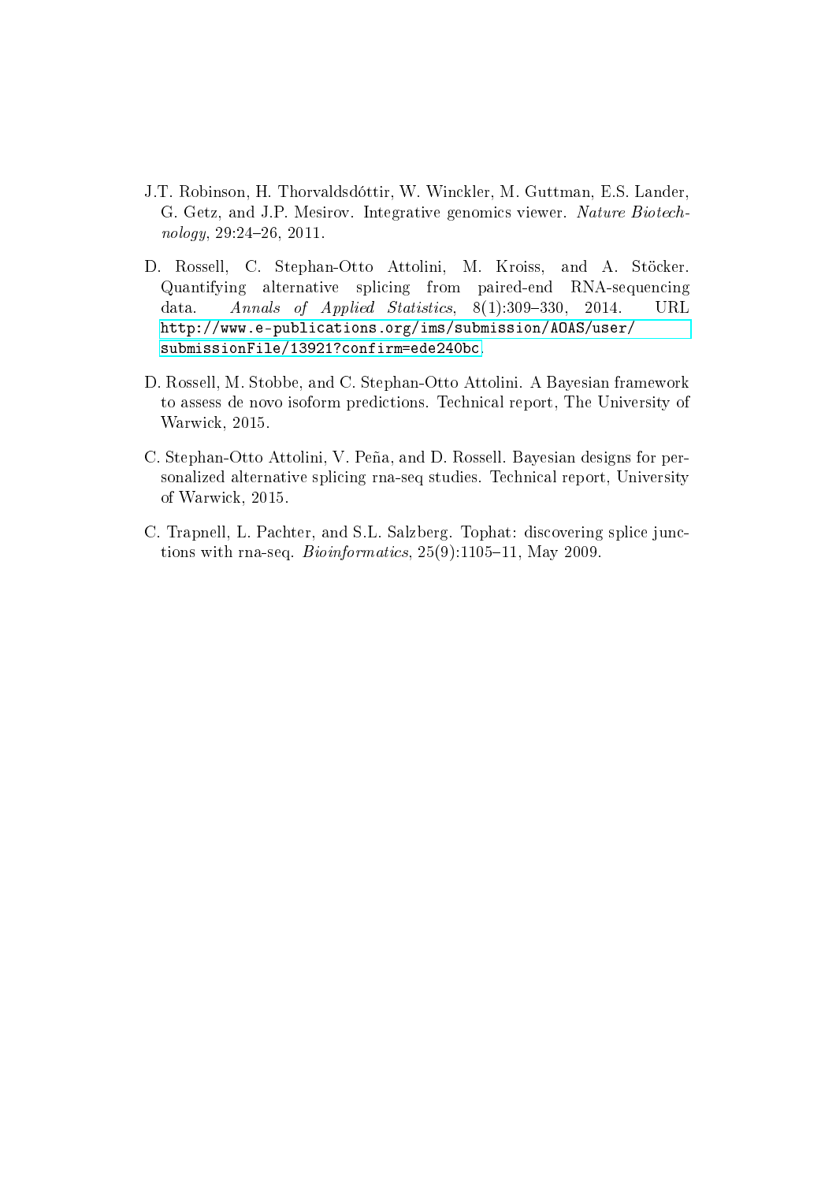J.T. Robinson, H. Thorvaldsdóttir, W. Winckler, M. Guttman, E.S. Lander, G. Getz, and J.P. Mesirov. Integrative genomics viewer. *Nature Biotechnology*, 29:24–26, 2011.

D. Rossell, C. Stephan-Otto Attolini, M. Kroiss, and A. Stöcker. Quantifying alternative splicing from paired-end RNA-sequencing data. *Annals of Applied Statistics*, 8(1):309–330, 2014. URL http://www.e-publications.org/ims/submission/AOAS/user/submissionFile/13921?confirm=ede240bc.

D. Rossell, M. Stobbe, and C. Stephan-Otto Attolini. A Bayesian framework to assess de novo isoform predictions. Technical report, The University of Warwick, 2015.

C. Stephan-Otto Attolini, V. Peña, and D. Rossell. Bayesian designs for personalized alternative splicing rna-seq studies. Technical report, University of Warwick, 2015.

C. Trapnell, L. Pachter, and S.L. Salzberg. Tophat: discovering splice junctions with rna-seq. *Bioinformatics*, 25(9):1105–11, May 2009.